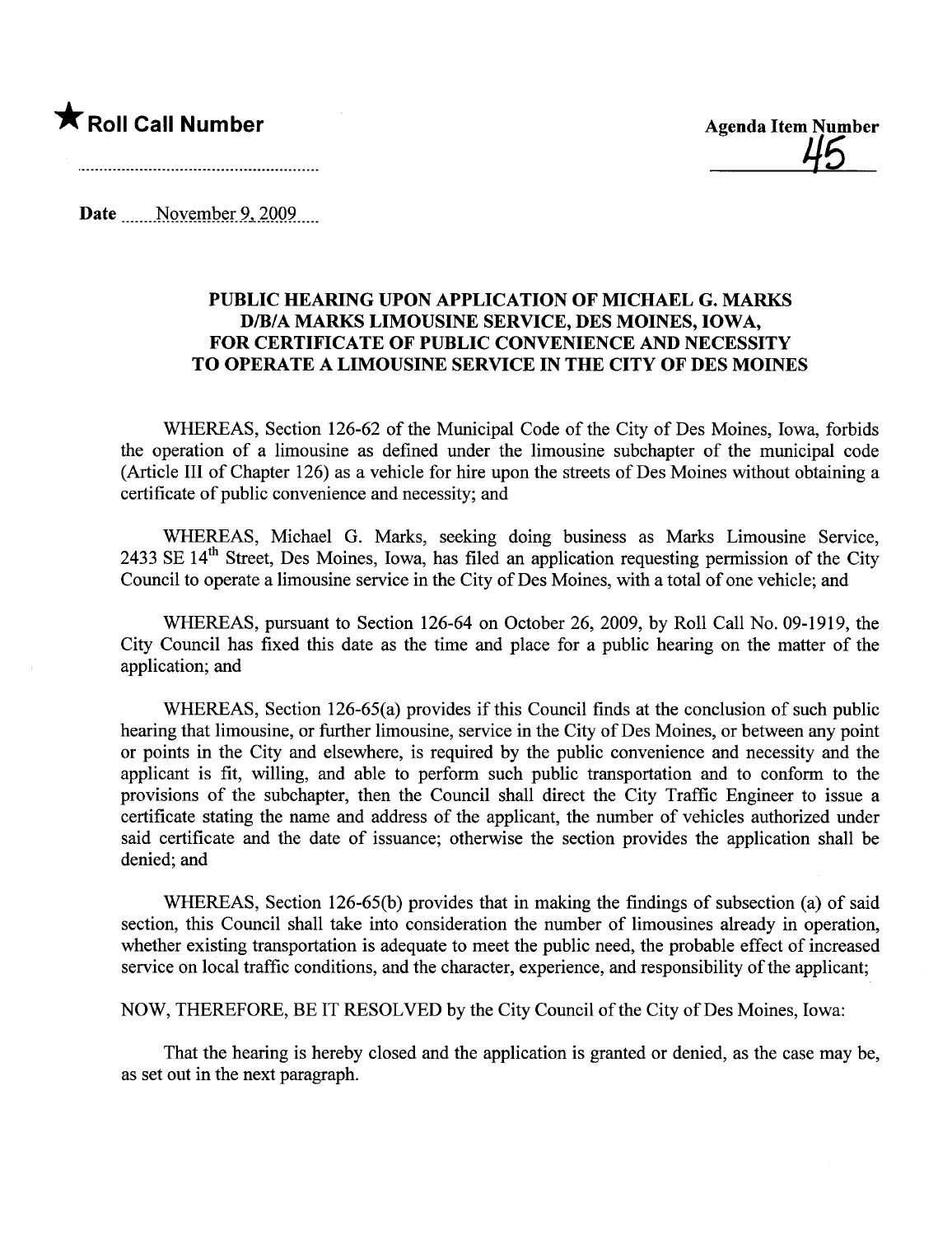★ **Roll Call Number**

..........................................................

**Agenda Item Number**
45

**Date** ........November 9, 2009.....

## PUBLIC HEARING UPON APPLICATION OF MICHAEL G. MARKS D/B/A MARKS LIMOUSINE SERVICE, DES MOINES, IOWA, FOR CERTIFICATE OF PUBLIC CONVENIENCE AND NECESSITY TO OPERATE A LIMOUSINE SERVICE IN THE CITY OF DES MOINES

WHEREAS, Section 126-62 of the Municipal Code of the City of Des Moines, Iowa, forbids the operation of a limousine as defined under the limousine subchapter of the municipal code (Article III of Chapter 126) as a vehicle for hire upon the streets of Des Moines without obtaining a certificate of public convenience and necessity; and

WHEREAS, Michael G. Marks, seeking doing business as Marks Limousine Service, 2433 SE 14th Street, Des Moines, Iowa, has filed an application requesting permission of the City Council to operate a limousine service in the City of Des Moines, with a total of one vehicle; and

WHEREAS, pursuant to Section 126-64 on October 26, 2009, by Roll Call No. 09-1919, the City Council has fixed this date as the time and place for a public hearing on the matter of the application; and

WHEREAS, Section 126-65(a) provides if this Council finds at the conclusion of such public hearing that limousine, or further limousine, service in the City of Des Moines, or between any point or points in the City and elsewhere, is required by the public convenience and necessity and the applicant is fit, willing, and able to perform such public transportation and to conform to the provisions of the subchapter, then the Council shall direct the City Traffic Engineer to issue a certificate stating the name and address of the applicant, the number of vehicles authorized under said certificate and the date of issuance; otherwise the section provides the application shall be denied; and

WHEREAS, Section 126-65(b) provides that in making the findings of subsection (a) of said section, this Council shall take into consideration the number of limousines already in operation, whether existing transportation is adequate to meet the public need, the probable effect of increased service on local traffic conditions, and the character, experience, and responsibility of the applicant;

NOW, THEREFORE, BE IT RESOLVED by the City Council of the City of Des Moines, Iowa:

That the hearing is hereby closed and the application is granted or denied, as the case may be, as set out in the next paragraph.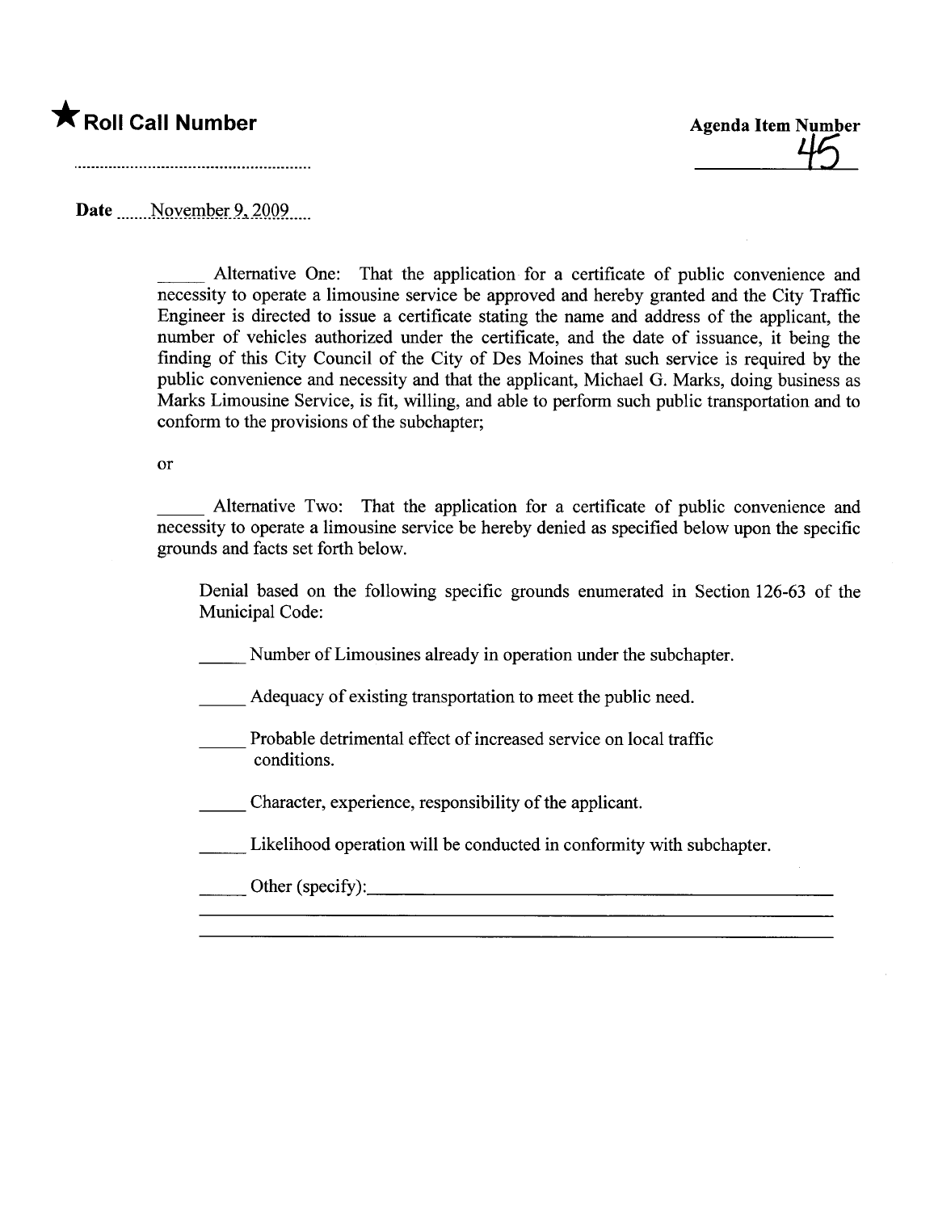★ **Roll Call Number**

**Agenda Item Number**
45

**Date** November 9, 2009

_____ Alternative One: That the application for a certificate of public convenience and necessity to operate a limousine service be approved and hereby granted and the City Traffic Engineer is directed to issue a certificate stating the name and address of the applicant, the number of vehicles authorized under the certificate, and the date of issuance, it being the finding of this City Council of the City of Des Moines that such service is required by the public convenience and necessity and that the applicant, Michael G. Marks, doing business as Marks Limousine Service, is fit, willing, and able to perform such public transportation and to conform to the provisions of the subchapter;

or

_____ Alternative Two: That the application for a certificate of public convenience and necessity to operate a limousine service be hereby denied as specified below upon the specific grounds and facts set forth below.

Denial based on the following specific grounds enumerated in Section 126-63 of the Municipal Code:

_____ Number of Limousines already in operation under the subchapter.

_____ Adequacy of existing transportation to meet the public need.

_____ Probable detrimental effect of increased service on local traffic conditions.

_____ Character, experience, responsibility of the applicant.

_____ Likelihood operation will be conducted in conformity with subchapter.

_____ Other (specify):_______________________________________________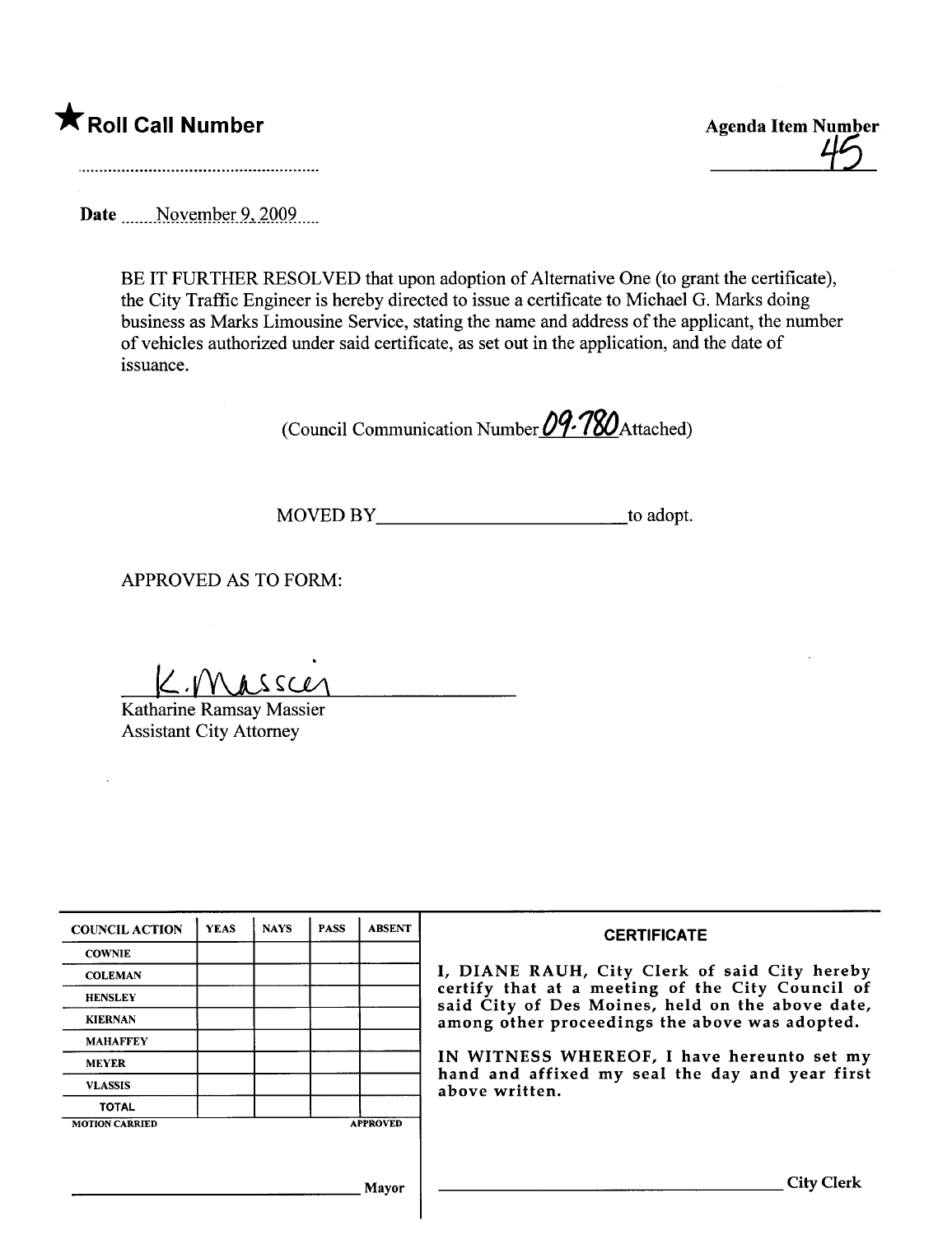★ **Roll Call Number**

..........................................................

**Agenda Item Number**

45

**Date** November 9, 2009

BE IT FURTHER RESOLVED that upon adoption of Alternative One (to grant the certificate), the City Traffic Engineer is hereby directed to issue a certificate to Michael G. Marks doing business as Marks Limousine Service, stating the name and address of the applicant, the number of vehicles authorized under said certificate, as set out in the application, and the date of issuance.

(Council Communication Number 09-780 Attached)

MOVED BY__________________________to adopt.

APPROVED AS TO FORM:

K. Massier

Katharine Ramsay Massier
Assistant City Attorney

| COUNCIL ACTION | YEAS | NAYS | PASS | ABSENT |
|---|---|---|---|---|
| COWNIE | | | | |
| COLEMAN | | | | |
| HENSLEY | | | | |
| KIERNAN | | | | |
| MAHAFFEY | | | | |
| MEYER | | | | |
| VLASSIS | | | | |
| TOTAL | | | | |

MOTION CARRIED &nbsp;&nbsp;&nbsp;&nbsp;&nbsp;&nbsp;&nbsp;&nbsp; APPROVED

__________________________________ Mayor

**CERTIFICATE**

I, DIANE RAUH, City Clerk of said City hereby certify that at a meeting of the City Council of said City of Des Moines, held on the above date, among other proceedings the above was adopted.

IN WITNESS WHEREOF, I have hereunto set my hand and affixed my seal the day and year first above written.

__________________________________ City Clerk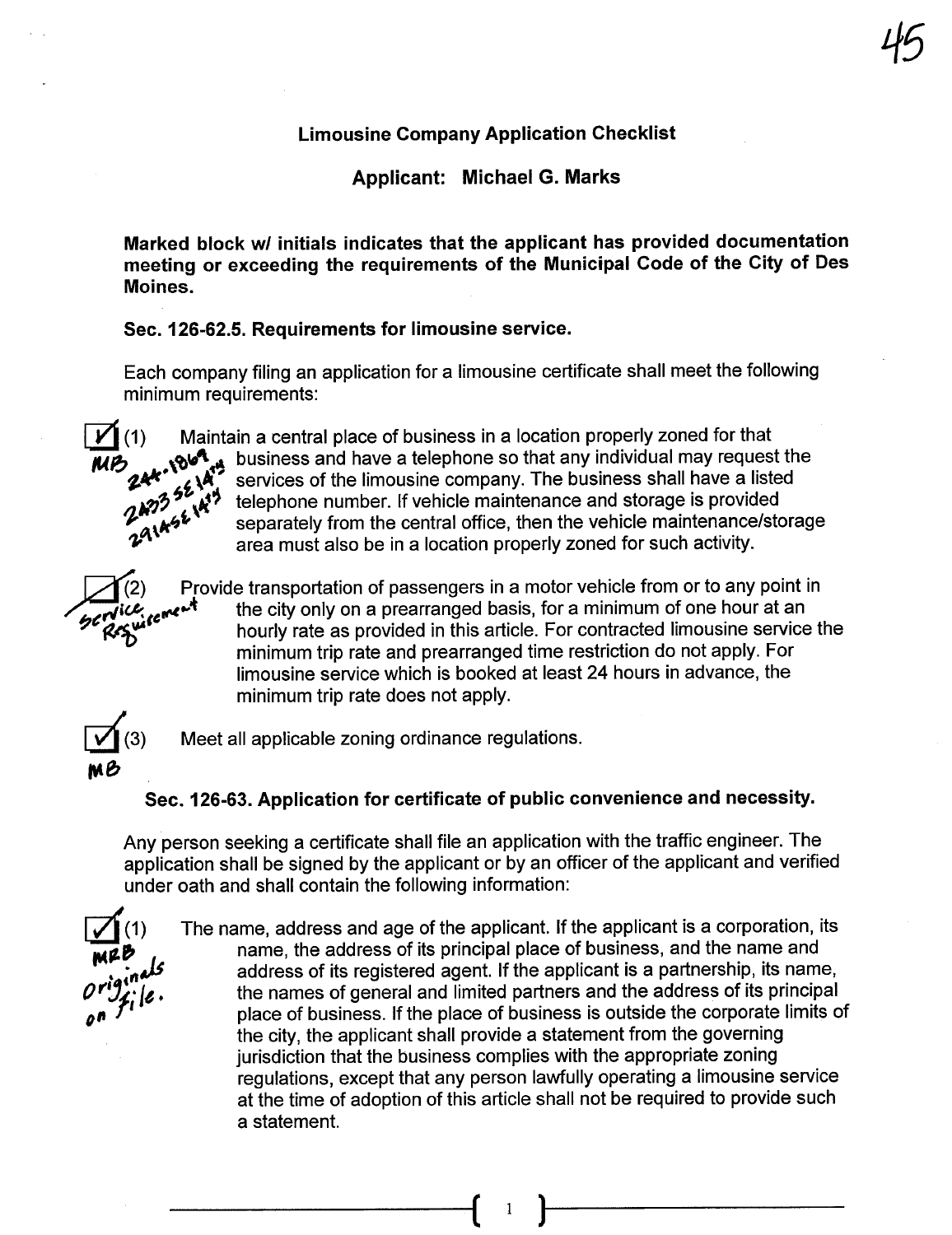### Limousine Company Application Checklist

### Applicant: Michael G. Marks

**Marked block w/ initials indicates that the applicant has provided documentation meeting or exceeding the requirements of the Municipal Code of the City of Des Moines.**

**Sec. 126-62.5. Requirements for limousine service.**

Each company filing an application for a limousine certificate shall meet the following minimum requirements:

☑ (1) Maintain a central place of business in a location properly zoned for that business and have a telephone so that any individual may request the services of the limousine company. The business shall have a listed telephone number. If vehicle maintenance and storage is provided separately from the central office, then the vehicle maintenance/storage area must also be in a location properly zoned for such activity.

*MB 244-1869, 2433 SE 14th, 2914 SE 14th*

☑ (2) Provide transportation of passengers in a motor vehicle from or to any point in the city only on a prearranged basis, for a minimum of one hour at an hourly rate as provided in this article. For contracted limousine service the minimum trip rate and prearranged time restriction do not apply. For limousine service which is booked at least 24 hours in advance, the minimum trip rate does not apply.

*Service Requirement*

☑ (3) Meet all applicable zoning ordinance regulations.

*MB*

**Sec. 126-63. Application for certificate of public convenience and necessity.**

Any person seeking a certificate shall file an application with the traffic engineer. The application shall be signed by the applicant or by an officer of the applicant and verified under oath and shall contain the following information:

☑ (1) The name, address and age of the applicant. If the applicant is a corporation, its name, the address of its principal place of business, and the name and address of its registered agent. If the applicant is a partnership, its name, the names of general and limited partners and the address of its principal place of business. If the place of business is outside the corporate limits of the city, the applicant shall provide a statement from the governing jurisdiction that the business complies with the appropriate zoning regulations, except that any person lawfully operating a limousine service at the time of adoption of this article shall not be required to provide such a statement.

*MRB Originals on file.*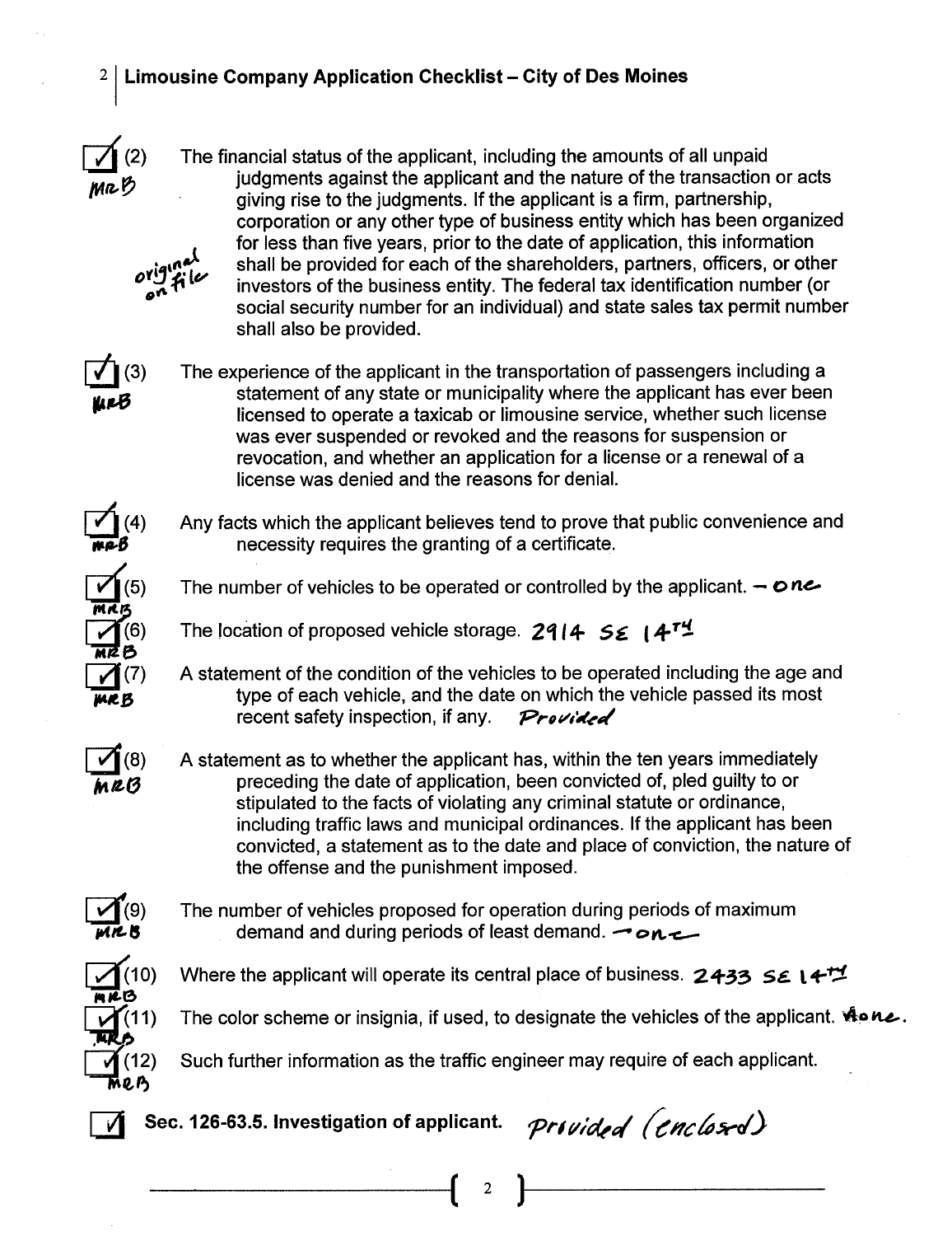## Limousine Company Application Checklist – City of Des Moines

- [x] (2) The financial status of the applicant, including the amounts of all unpaid judgments against the applicant and the nature of the transaction or acts giving rise to the judgments. If the applicant is a firm, partnership, corporation or any other type of business entity which has been organized for less than five years, prior to the date of application, this information shall be provided for each of the shareholders, partners, officers, or other investors of the business entity. The federal tax identification number (or social security number for an individual) and state sales tax permit number shall also be provided. *MRB* *original on file*

- [x] (3) The experience of the applicant in the transportation of passengers including a statement of any state or municipality where the applicant has ever been licensed to operate a taxicab or limousine service, whether such license was ever suspended or revoked and the reasons for suspension or revocation, and whether an application for a license or a renewal of a license was denied and the reasons for denial. *MRB*

- [x] (4) Any facts which the applicant believes tend to prove that public convenience and necessity requires the granting of a certificate. *MRB*

- [x] (5) The number of vehicles to be operated or controlled by the applicant. *– one* *MRB*

- [x] (6) The location of proposed vehicle storage. *2914 SE 14th* *MRB*

- [x] (7) A statement of the condition of the vehicles to be operated including the age and type of each vehicle, and the date on which the vehicle passed its most recent safety inspection, if any. *Provided* *MRB*

- [x] (8) A statement as to whether the applicant has, within the ten years immediately preceding the date of application, been convicted of, pled guilty to or stipulated to the facts of violating any criminal statute or ordinance, including traffic laws and municipal ordinances. If the applicant has been convicted, a statement as to the date and place of conviction, the nature of the offense and the punishment imposed. *MRB*

- [x] (9) The number of vehicles proposed for operation during periods of maximum demand and during periods of least demand. *– one* *MRB*

- [x] (10) Where the applicant will operate its central place of business. *2433 SE 14th* *MRB*

- [x] (11) The color scheme or insignia, if used, to designate the vehicles of the applicant. *None.* *MRB*

- [x] (12) Such further information as the traffic engineer may require of each applicant. *MRB*

- [x] **Sec. 126-63.5. Investigation of applicant.** *Provided (enclosed)*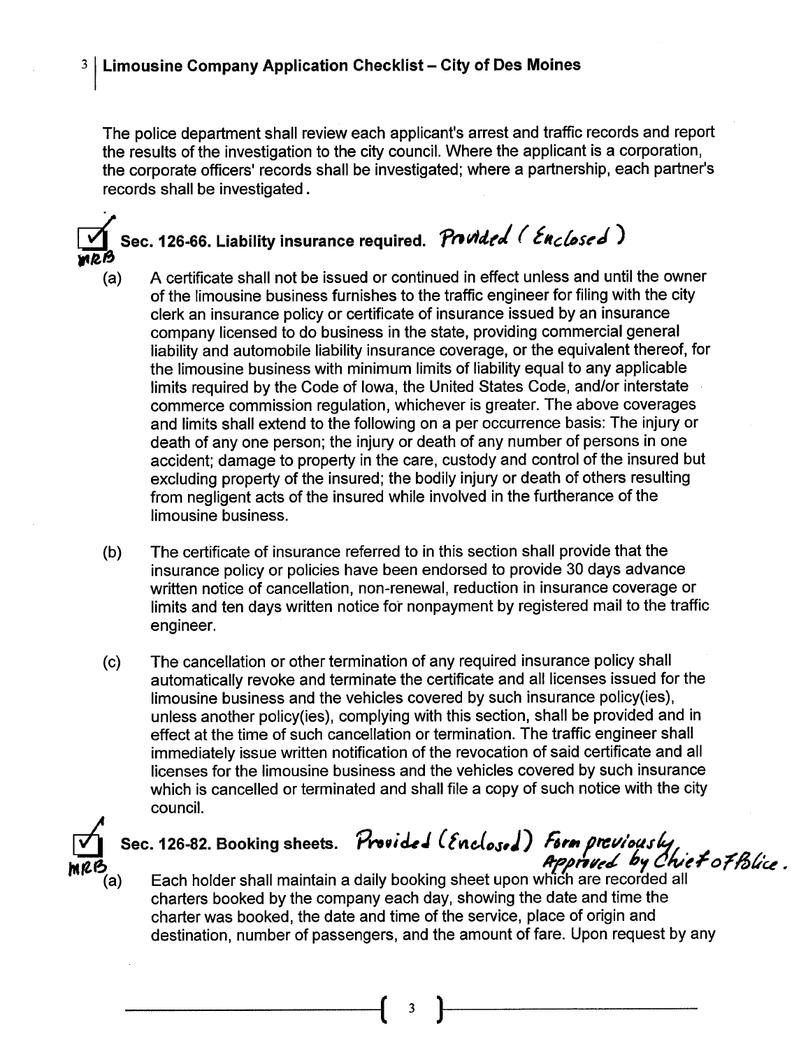The police department shall review each applicant's arrest and traffic records and report the results of the investigation to the city council. Where the applicant is a corporation, the corporate officers' records shall be investigated; where a partnership, each partner's records shall be investigated.

☑ MRB

## Sec. 126-66. Liability insurance required. *Provided (Enclosed)*

(a) A certificate shall not be issued or continued in effect unless and until the owner of the limousine business furnishes to the traffic engineer for filing with the city clerk an insurance policy or certificate of insurance issued by an insurance company licensed to do business in the state, providing commercial general liability and automobile liability insurance coverage, or the equivalent thereof, for the limousine business with minimum limits of liability equal to any applicable limits required by the Code of Iowa, the United States Code, and/or interstate commerce commission regulation, whichever is greater. The above coverages and limits shall extend to the following on a per occurrence basis: The injury or death of any one person; the injury or death of any number of persons in one accident; damage to property in the care, custody and control of the insured but excluding property of the insured; the bodily injury or death of others resulting from negligent acts of the insured while involved in the furtherance of the limousine business.

(b) The certificate of insurance referred to in this section shall provide that the insurance policy or policies have been endorsed to provide 30 days advance written notice of cancellation, non-renewal, reduction in insurance coverage or limits and ten days written notice for nonpayment by registered mail to the traffic engineer.

(c) The cancellation or other termination of any required insurance policy shall automatically revoke and terminate the certificate and all licenses issued for the limousine business and the vehicles covered by such insurance policy(ies), unless another policy(ies), complying with this section, shall be provided and in effect at the time of such cancellation or termination. The traffic engineer shall immediately issue written notification of the revocation of said certificate and all licenses for the limousine business and the vehicles covered by such insurance which is cancelled or terminated and shall file a copy of such notice with the city council.

☑ MRB

## Sec. 126-82. Booking sheets. *Provided (Enclosed) Form previously Approved by Chief of Police.*

(a) Each holder shall maintain a daily booking sheet upon which are recorded all charters booked by the company each day, showing the date and time the charter was booked, the date and time of the service, place of origin and destination, number of passengers, and the amount of fare. Upon request by any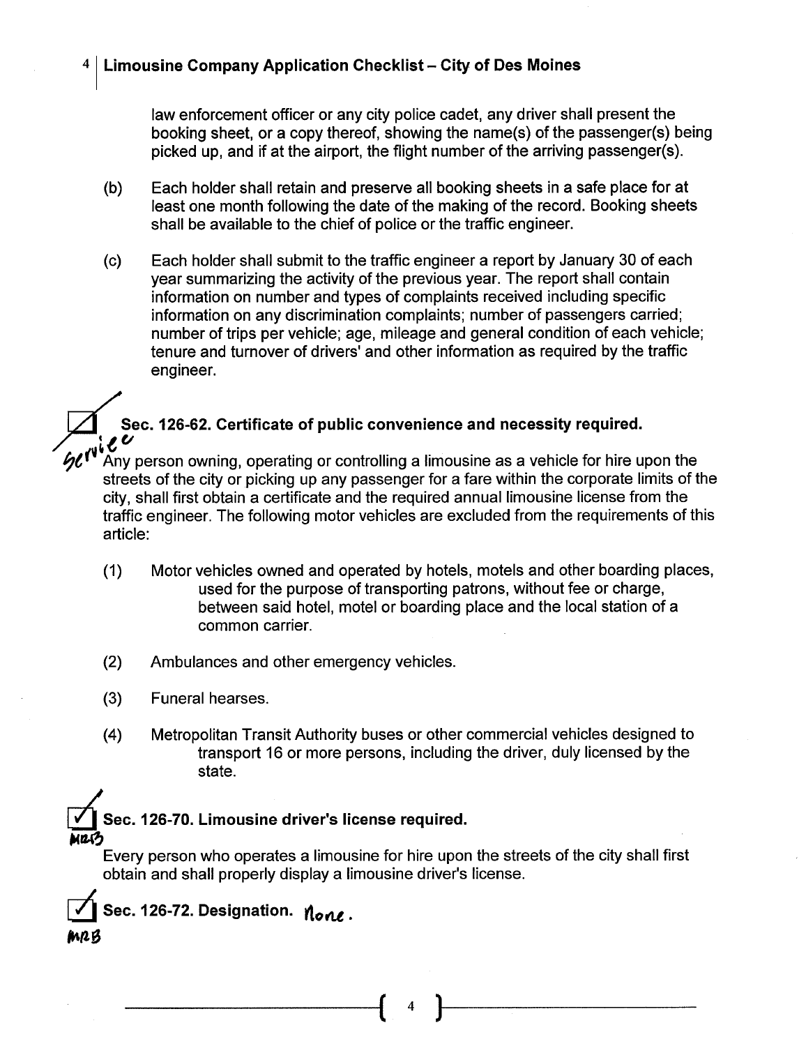law enforcement officer or any city police cadet, any driver shall present the booking sheet, or a copy thereof, showing the name(s) of the passenger(s) being picked up, and if at the airport, the flight number of the arriving passenger(s).

(b) Each holder shall retain and preserve all booking sheets in a safe place for at least one month following the date of the making of the record. Booking sheets shall be available to the chief of police or the traffic engineer.

(c) Each holder shall submit to the traffic engineer a report by January 30 of each year summarizing the activity of the previous year. The report shall contain information on number and types of complaints received including specific information on any discrimination complaints; number of passengers carried; number of trips per vehicle; age, mileage and general condition of each vehicle; tenure and turnover of drivers' and other information as required by the traffic engineer.

☑ **Sec. 126-62. Certificate of public convenience and necessity required.**

Service

Any person owning, operating or controlling a limousine as a vehicle for hire upon the streets of the city or picking up any passenger for a fare within the corporate limits of the city, shall first obtain a certificate and the required annual limousine license from the traffic engineer. The following motor vehicles are excluded from the requirements of this article:

(1) Motor vehicles owned and operated by hotels, motels and other boarding places, used for the purpose of transporting patrons, without fee or charge, between said hotel, motel or boarding place and the local station of a common carrier.

(2) Ambulances and other emergency vehicles.

(3) Funeral hearses.

(4) Metropolitan Transit Authority buses or other commercial vehicles designed to transport 16 or more persons, including the driver, duly licensed by the state.

☑ **Sec. 126-70. Limousine driver's license required.**

MRB

Every person who operates a limousine for hire upon the streets of the city shall first obtain and shall properly display a limousine driver's license.

☑ **Sec. 126-72. Designation.** None.

MRB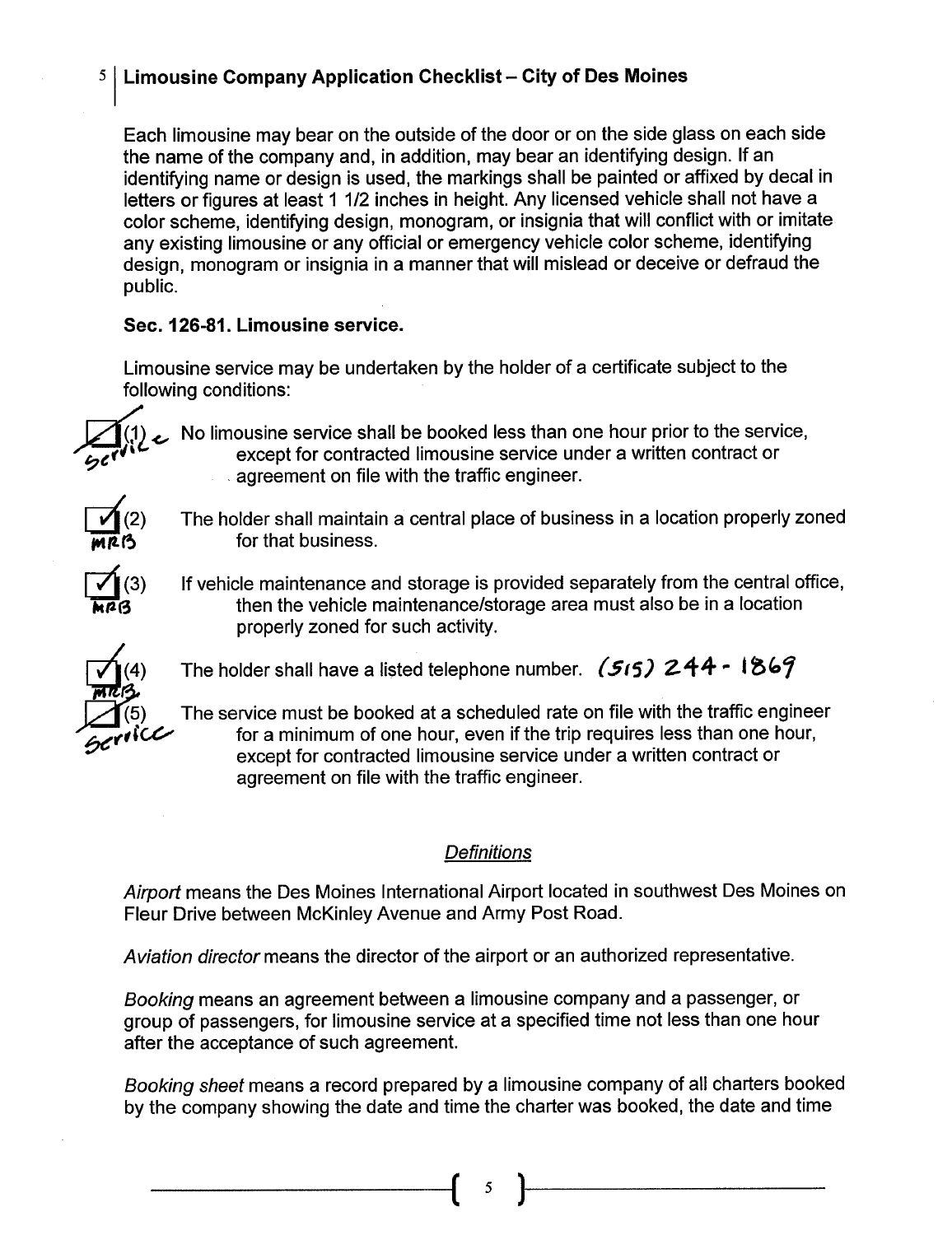# Limousine Company Application Checklist – City of Des Moines

Each limousine may bear on the outside of the door or on the side glass on each side the name of the company and, in addition, may bear an identifying design. If an identifying name or design is used, the markings shall be painted or affixed by decal in letters or figures at least 1 1/2 inches in height. Any licensed vehicle shall not have a color scheme, identifying design, monogram, or insignia that will conflict with or imitate any existing limousine or any official or emergency vehicle color scheme, identifying design, monogram or insignia in a manner that will mislead or deceive or defraud the public.

**Sec. 126-81. Limousine service.**

Limousine service may be undertaken by the holder of a certificate subject to the following conditions:

- [x] (1) No limousine service shall be booked less than one hour prior to the service, except for contracted limousine service under a written contract or agreement on file with the traffic engineer. *Service*
- [x] (2) The holder shall maintain a central place of business in a location properly zoned for that business. *MRB*
- [x] (3) If vehicle maintenance and storage is provided separately from the central office, then the vehicle maintenance/storage area must also be in a location properly zoned for such activity. *MRB*
- [x] (4) The holder shall have a listed telephone number. *(515) 244 - 1869* *MRB.*
- [x] (5) The service must be booked at a scheduled rate on file with the traffic engineer for a minimum of one hour, even if the trip requires less than one hour, except for contracted limousine service under a written contract or agreement on file with the traffic engineer. *Service*

## *Definitions*

*Airport* means the Des Moines International Airport located in southwest Des Moines on Fleur Drive between McKinley Avenue and Army Post Road.

*Aviation director* means the director of the airport or an authorized representative.

*Booking* means an agreement between a limousine company and a passenger, or group of passengers, for limousine service at a specified time not less than one hour after the acceptance of such agreement.

*Booking sheet* means a record prepared by a limousine company of all charters booked by the company showing the date and time the charter was booked, the date and time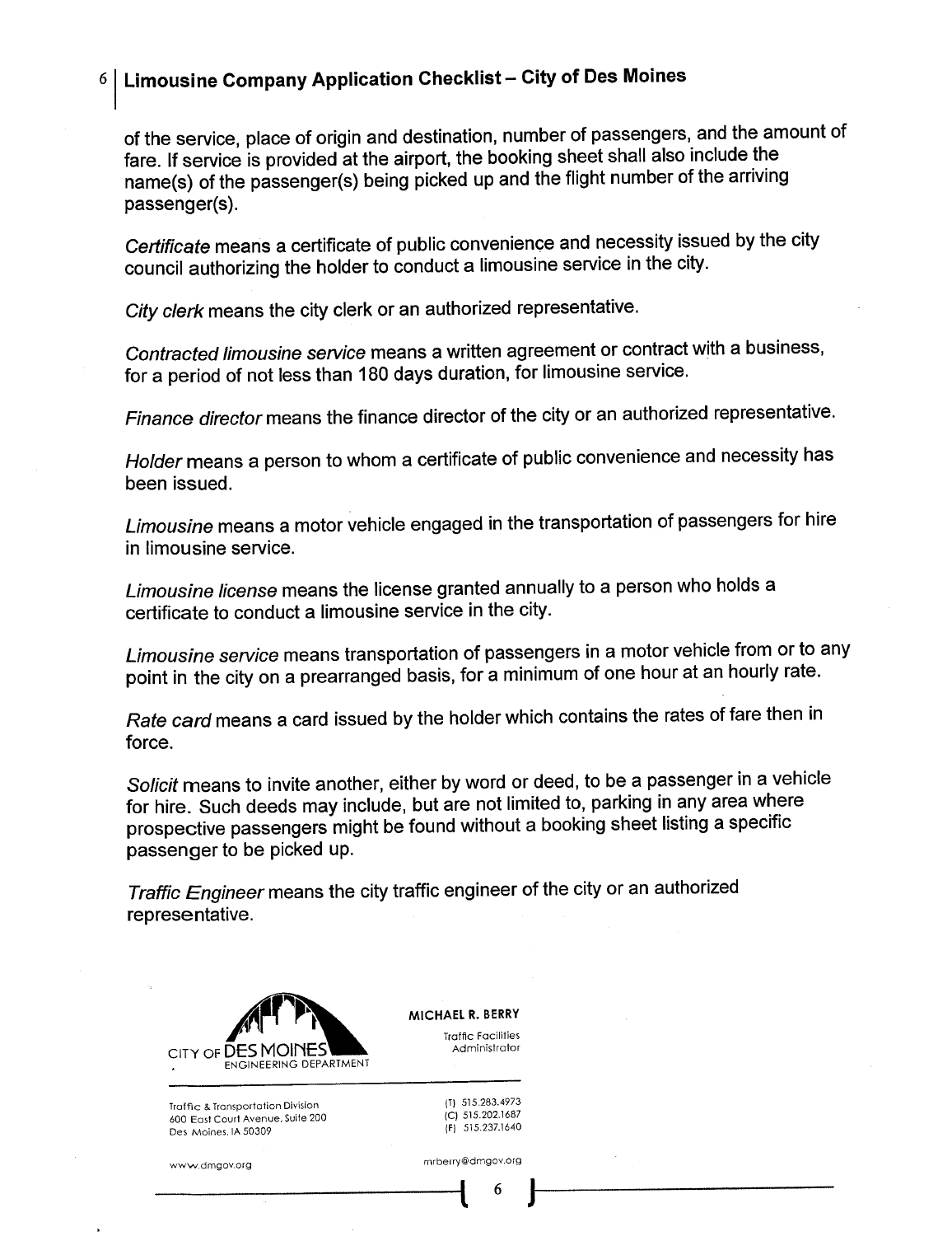of the service, place of origin and destination, number of passengers, and the amount of fare. If service is provided at the airport, the booking sheet shall also include the name(s) of the passenger(s) being picked up and the flight number of the arriving passenger(s).

*Certificate* means a certificate of public convenience and necessity issued by the city council authorizing the holder to conduct a limousine service in the city.

*City clerk* means the city clerk or an authorized representative.

*Contracted limousine service* means a written agreement or contract with a business, for a period of not less than 180 days duration, for limousine service.

*Finance director* means the finance director of the city or an authorized representative.

*Holder* means a person to whom a certificate of public convenience and necessity has been issued.

*Limousine* means a motor vehicle engaged in the transportation of passengers for hire in limousine service.

*Limousine license* means the license granted annually to a person who holds a certificate to conduct a limousine service in the city.

*Limousine service* means transportation of passengers in a motor vehicle from or to any point in the city on a prearranged basis, for a minimum of one hour at an hourly rate.

*Rate card* means a card issued by the holder which contains the rates of fare then in force.

*Solicit* means to invite another, either by word or deed, to be a passenger in a vehicle for hire. Such deeds may include, but are not limited to, parking in any area where prospective passengers might be found without a booking sheet listing a specific passenger to be picked up.

*Traffic Engineer* means the city traffic engineer of the city or an authorized representative.

CITY OF DES MOINES
ENGINEERING DEPARTMENT

**MICHAEL R. BERRY**
Traffic Facilities Administrator

Traffic & Transportation Division
600 East Court Avenue, Suite 200
Des Moines, IA 50309

(T) 515.283.4973
(C) 515.202.1687
(F) 515.237.1640

www.dmgov.org

mrberry@dmgov.org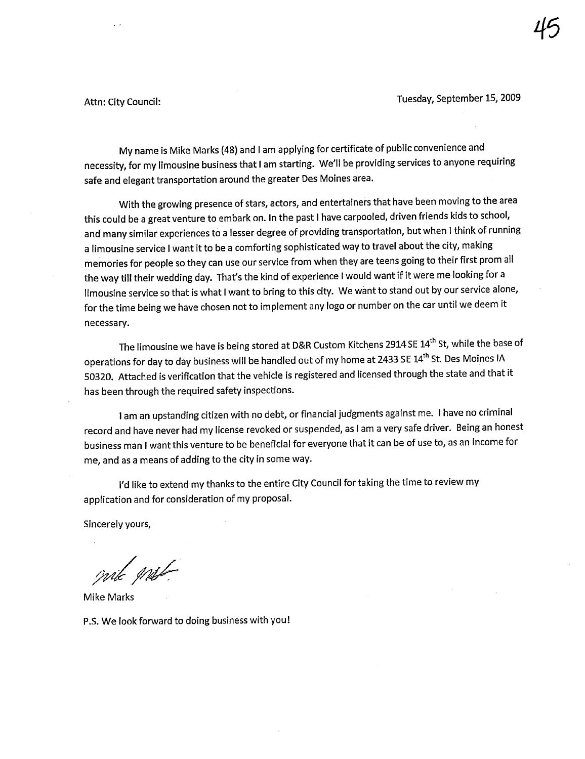Attn: City Council:

Tuesday, September 15, 2009

My name is Mike Marks (48) and I am applying for certificate of public convenience and necessity, for my limousine business that I am starting. We'll be providing services to anyone requiring safe and elegant transportation around the greater Des Moines area.

With the growing presence of stars, actors, and entertainers that have been moving to the area this could be a great venture to embark on. In the past I have carpooled, driven friends kids to school, and many similar experiences to a lesser degree of providing transportation, but when I think of running a limousine service I want it to be a comforting sophisticated way to travel about the city, making memories for people so they can use our service from when they are teens going to their first prom all the way till their wedding day. That's the kind of experience I would want if it were me looking for a limousine service so that is what I want to bring to this city. We want to stand out by our service alone, for the time being we have chosen not to implement any logo or number on the car until we deem it necessary.

The limousine we have is being stored at D&R Custom Kitchens 2914 SE 14th St, while the base of operations for day to day business will be handled out of my home at 2433 SE 14th St. Des Moines IA 50320. Attached is verification that the vehicle is registered and licensed through the state and that it has been through the required safety inspections.

I am an upstanding citizen with no debt, or financial judgments against me. I have no criminal record and have never had my license revoked or suspended, as I am a very safe driver. Being an honest business man I want this venture to be beneficial for everyone that it can be of use to, as an income for me, and as a means of adding to the city in some way.

I'd like to extend my thanks to the entire City Council for taking the time to review my application and for consideration of my proposal.

Sincerely yours,

Mike Marks

P.S. We look forward to doing business with you!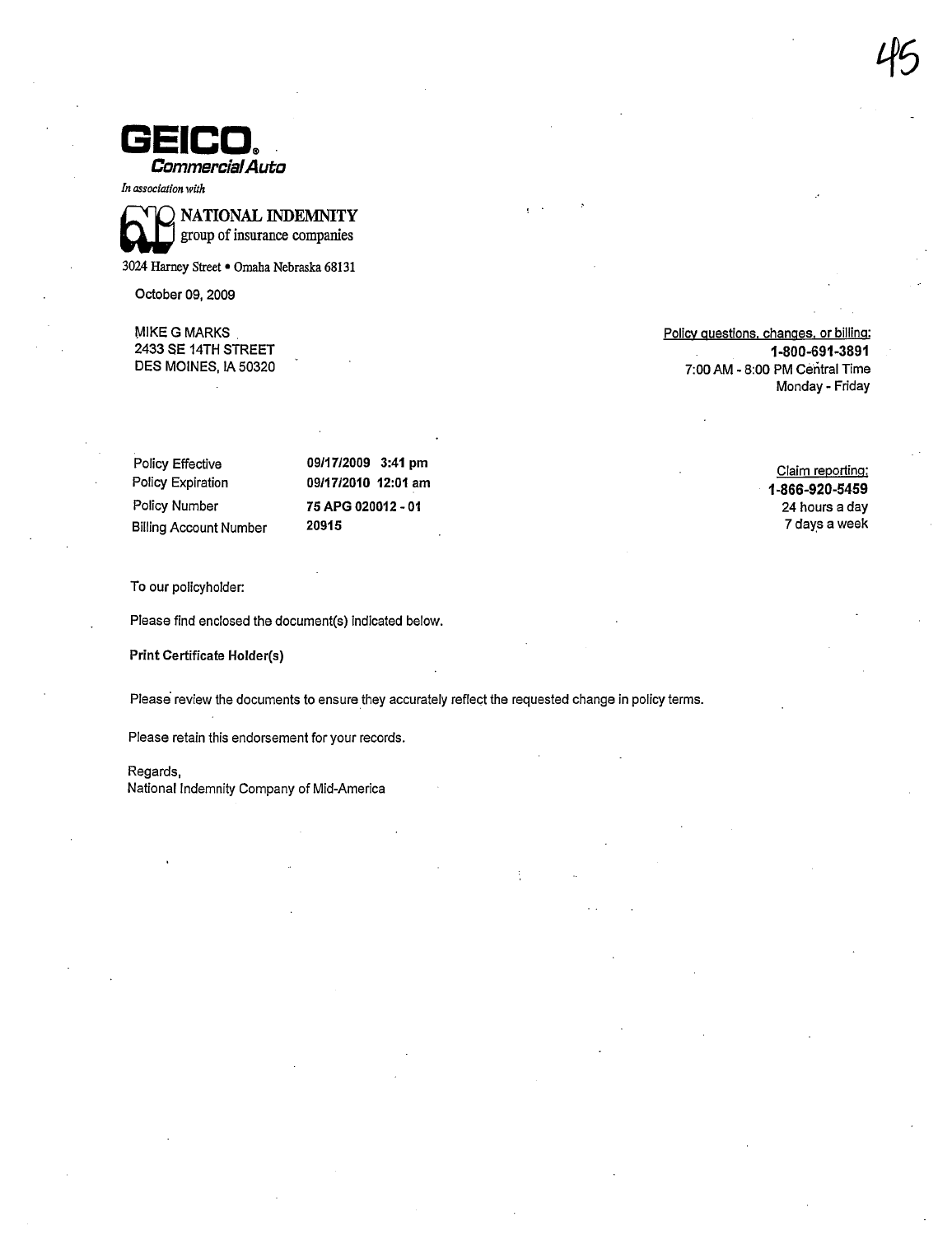**GEICO.**
*Commercial Auto*

*In association with*

**NATIONAL INDEMNITY**
group of insurance companies

3024 Harney Street • Omaha Nebraska 68131

October 09, 2009

MIKE G MARKS
2433 SE 14TH STREET
DES MOINES, IA 50320

Policy questions, changes, or billing:
**1-800-691-3891**
7:00 AM - 8:00 PM Central Time
Monday - Friday

| | |
|---|---|
| Policy Effective | **09/17/2009 3:41 pm** |
| Policy Expiration | **09/17/2010 12:01 am** |
| Policy Number | **75 APG 020012 - 01** |
| Billing Account Number | **20915** |

Claim reporting:
**1-866-920-5459**
24 hours a day
7 days a week

To our policyholder:

Please find enclosed the document(s) indicated below.

**Print Certificate Holder(s)**

Please review the documents to ensure they accurately reflect the requested change in policy terms.

Please retain this endorsement for your records.

Regards,
National Indemnity Company of Mid-America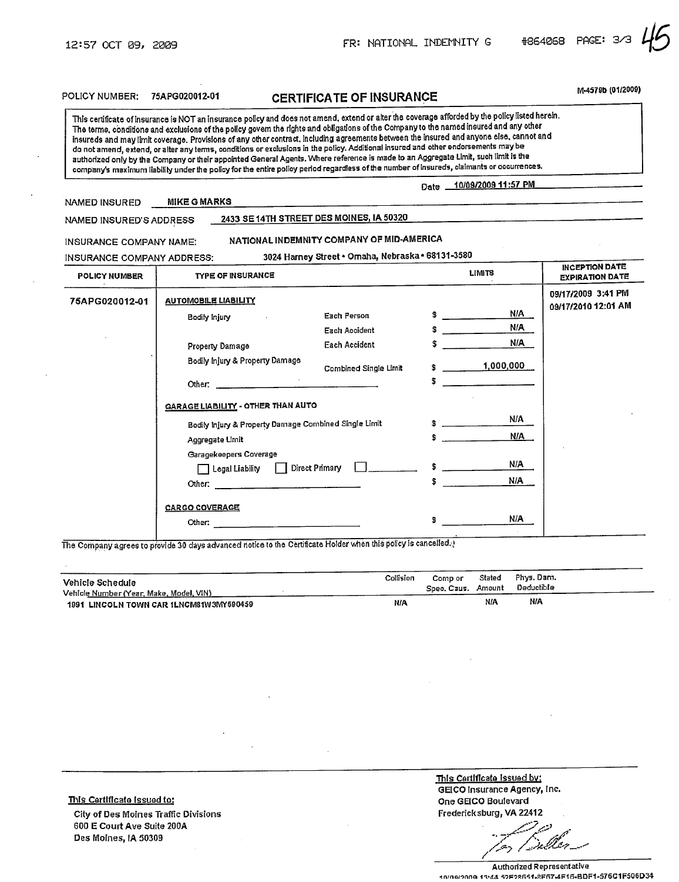POLICY NUMBER: 75APG020012-01

# CERTIFICATE OF INSURANCE

M-4579b (01/2009)

This certificate of insurance is NOT an insurance policy and does not amend, extend or alter the coverage afforded by the policy listed herein. The terms, conditions and exclusions of the policy govern the rights and obligations of the Company to the named insured and any other insureds and may limit coverage. Provisions of any other contract, including agreements between the insured and anyone else, cannot and do not amend, extend, or alter any terms, conditions or exclusions in the policy. Additional insured and other endorsements may be authorized only by the Company or their appointed General Agents. Where reference is made to an Aggregate Limit, such limit is the company's maximum liability under the policy for the entire policy period regardless of the number of insureds, claimants or occurrences.

Date 10/09/2009 11:57 PM

NAMED INSURED: MIKE G MARKS

NAMED INSURED'S ADDRESS: 2433 SE 14TH STREET DES MOINES, IA 50320

INSURANCE COMPANY NAME: NATIONAL INDEMNITY COMPANY OF MID-AMERICA

INSURANCE COMPANY ADDRESS: 3024 Harney Street • Omaha, Nebraska • 68131-3580

| POLICY NUMBER | TYPE OF INSURANCE | | LIMITS | INCEPTION DATE / EXPIRATION DATE |
|---|---|---|---|---|
| 75APG020012-01 | **AUTOMOBILE LIABILITY** | | | 09/17/2009 3:41 PM / 09/17/2010 12:01 AM |
| | Bodily Injury | Each Person | $ N/A | |
| | | Each Accident | $ N/A | |
| | Property Damage | Each Accident | $ N/A | |
| | Bodily Injury & Property Damage | Combined Single Limit | $ 1,000,000 | |
| | Other: | | $ | |
| | **GARAGE LIABILITY - OTHER THAN AUTO** | | | |
| | Bodily Injury & Property Damage Combined Single Limit | | $ N/A | |
| | Aggregate Limit | | $ N/A | |
| | Garagekeepers Coverage | | | |
| | ☐ Legal Liability ☐ Direct Primary ☐ | | $ N/A | |
| | Other: | | $ N/A | |
| | **CARGO COVERAGE** | | | |
| | Other: | | $ N/A | |

The Company agrees to provide 30 days advanced notice to the Certificate Holder when this policy is cancelled.

| Vehicle Schedule<br>Vehicle Number (Year, Make, Model, VIN) | Collision | Comp or Spec. Caus. | Stated Amount | Phys. Dam. Deductible |
|---|---|---|---|---|
| 1991 LINCOLN TOWN CAR 1LNCM81W3MY690459 | N/A | | N/A | N/A |

**This Certificate Issued to:**
City of Des Moines Traffic Divisions
600 E Court Ave Suite 200A
Des Moines, IA 50309

**This Certificate Issued by:**
GEICO Insurance Agency, Inc.
One GEICO Boulevard
Fredericksburg, VA 22412

Authorized Representative

10/09/2009 13:44 52F28651-8F67-4F15-BDF1-576C1F506D34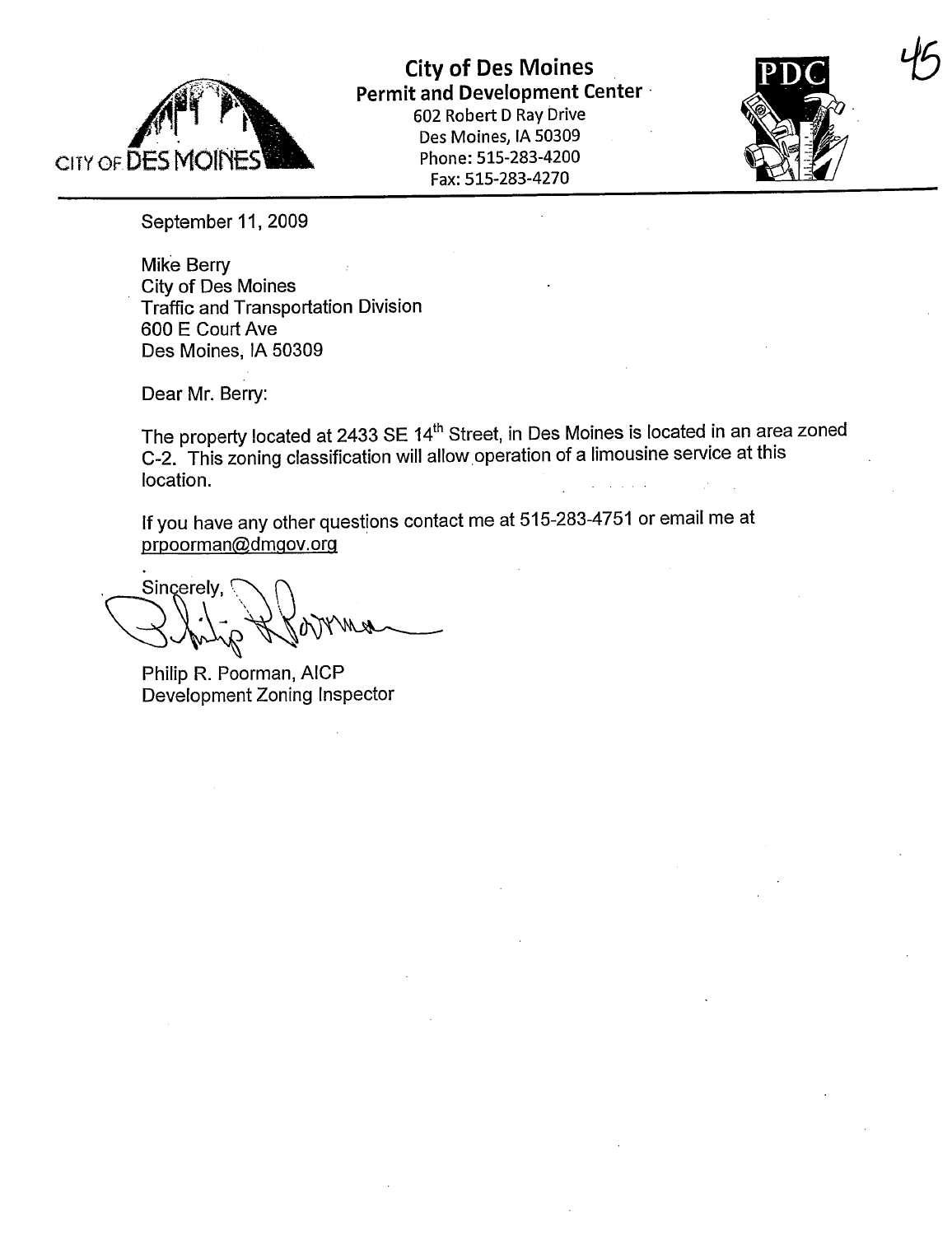**City of Des Moines**
**Permit and Development Center**
602 Robert D Ray Drive
Des Moines, IA 50309
Phone: 515-283-4200
Fax: 515-283-4270

September 11, 2009

Mike Berry
City of Des Moines
Traffic and Transportation Division
600 E Court Ave
Des Moines, IA 50309

Dear Mr. Berry:

The property located at 2433 SE 14th Street, in Des Moines is located in an area zoned C-2. This zoning classification will allow operation of a limousine service at this location.

If you have any other questions contact me at 515-283-4751 or email me at prpoorman@dmgov.org

Sincerely,

Philip R. Poorman, AICP
Development Zoning Inspector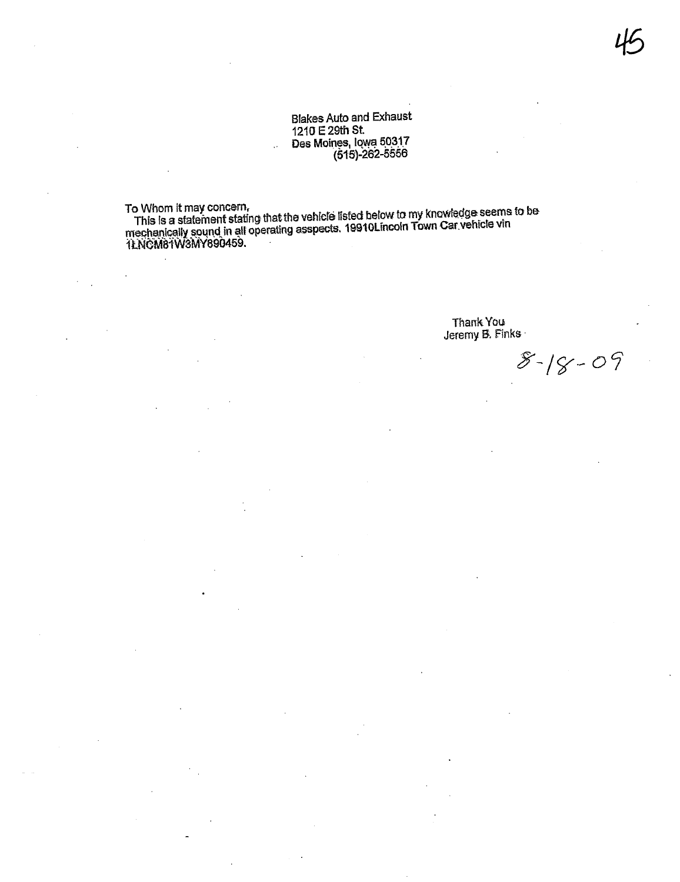Blakes Auto and Exhaust
1210 E 29th St.
Des Moines, Iowa 50317
(515)-262-5556

To Whom it may concern,
This is a statement stating that the vehicle listed below to my knowledge seems to be mechanically sound in all operating asspects. 19910Lincoln Town Car vehicle vin 1LNCM81W3MY890459.

Thank You
Jeremy B. Finks

8-18-09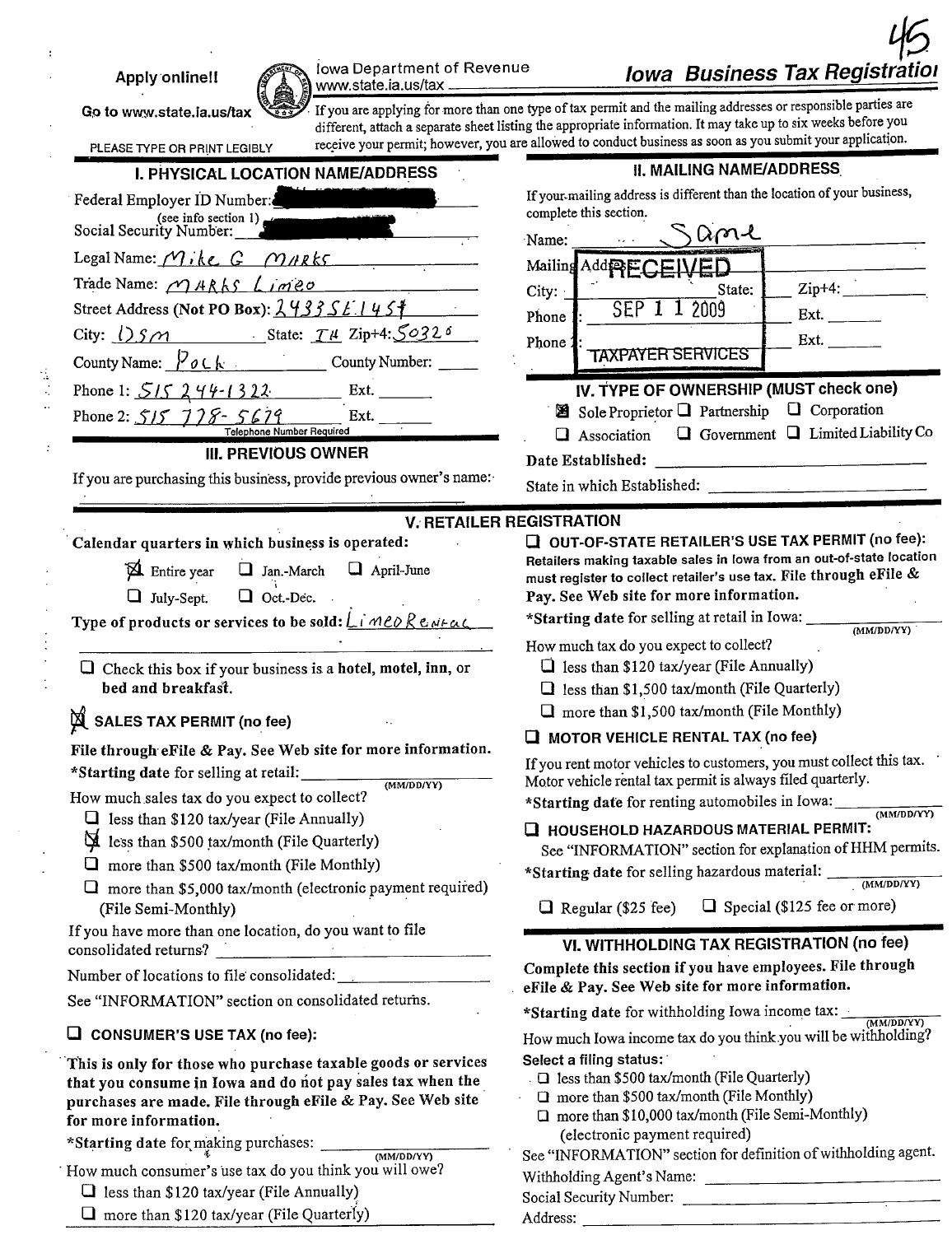45

Apply online!!

Go to www.state.ia.us/tax

Iowa Department of Revenue
www.state.ia.us/tax

# Iowa Business Tax Registration

If you are applying for more than one type of tax permit and the mailing addresses or responsible parties are different, attach a separate sheet listing the appropriate information. It may take up to six weeks before you receive your permit; however, you are allowed to conduct business as soon as you submit your application.

PLEASE TYPE OR PRINT LEGIBLY

## I. PHYSICAL LOCATION NAME/ADDRESS

Federal Employer ID Number: [REDACTED]

(see info section 1)
Social Security Number: [REDACTED]

Legal Name: Mike G Marks

Trade Name: Marks Limeo

Street Address (Not PO Box): 2433 SE 14 St

City: DSM State: IA Zip+4: 50320

County Name: Polk County Number: _____

Phone 1: 515 244-1322 Ext. _____

Phone 2: 515 778-5679 Ext. _____

Telephone Number Required

## II. MAILING NAME/ADDRESS

If your mailing address is different than the location of your business, complete this section.

Name: Same

Mailing Address: _____

City: _____ State: _____ Zip+4: _____

Phone 1: _____ Ext. _____

Phone 2: _____ Ext. _____

RECEIVED
SEP 11 2009
TAXPAYER SERVICES

## III. PREVIOUS OWNER

If you are purchasing this business, provide previous owner's name: _____

## IV. TYPE OF OWNERSHIP (MUST check one)

- [x] Sole Proprietor
- [ ] Partnership
- [ ] Corporation
- [ ] Association
- [ ] Government
- [ ] Limited Liability Co

Date Established: _____

State in which Established: _____

## V. RETAILER REGISTRATION

Calendar quarters in which business is operated:

- [x] Entire year
- [ ] Jan.-March
- [ ] April-June
- [ ] July-Sept.
- [ ] Oct.-Dec.

Type of products or services to be sold: Limeo Rental

- [ ] Check this box if your business is a **hotel, motel, inn,** or **bed and breakfast.**

### [x] SALES TAX PERMIT (no fee)

**File through eFile & Pay. See Web site for more information.**

***Starting date** for selling at retail: _____ (MM/DD/YY)

How much sales tax do you expect to collect?

- [ ] less than $120 tax/year (File Annually)
- [x] less than $500 tax/month (File Quarterly)
- [ ] more than $500 tax/month (File Monthly)
- [ ] more than $5,000 tax/month (electronic payment required) (File Semi-Monthly)

If you have more than one location, do you want to file consolidated returns? _____

Number of locations to file consolidated: _____

See "INFORMATION" section on consolidated returns.

### [ ] CONSUMER'S USE TAX (no fee):

**This is only for those who purchase taxable goods or services that you consume in Iowa and do not pay sales tax when the purchases are made. File through eFile & Pay. See Web site for more information.**

***Starting date** for making purchases: _____ (MM/DD/YY)

How much consumer's use tax do you think you will owe?

- [ ] less than $120 tax/year (File Annually)
- [ ] more than $120 tax/year (File Quarterly)

### [ ] OUT-OF-STATE RETAILER'S USE TAX PERMIT (no fee):

**Retailers making taxable sales in Iowa from an out-of-state location must register to collect retailer's use tax. File through eFile & Pay. See Web site for more information.**

***Starting date** for selling at retail in Iowa: _____ (MM/DD/YY)

How much tax do you expect to collect?

- [ ] less than $120 tax/year (File Annually)
- [ ] less than $1,500 tax/month (File Quarterly)
- [ ] more than $1,500 tax/month (File Monthly)

### [ ] MOTOR VEHICLE RENTAL TAX (no fee)

If you rent motor vehicles to customers, you must collect this tax. Motor vehicle rental tax permit is always filed quarterly.

***Starting date** for renting automobiles in Iowa: _____ (MM/DD/YY)

### [ ] HOUSEHOLD HAZARDOUS MATERIAL PERMIT:

See "INFORMATION" section for explanation of HHM permits.

***Starting date** for selling hazardous material: _____ (MM/DD/YY)

- [ ] Regular ($25 fee)
- [ ] Special ($125 fee or more)

## VI. WITHHOLDING TAX REGISTRATION (no fee)

**Complete this section if you have employees. File through eFile & Pay. See Web site for more information.**

***Starting date** for withholding Iowa income tax: _____ (MM/DD/YY)

How much Iowa income tax do you think you will be withholding?

**Select a filing status:**

- [ ] less than $500 tax/month (File Quarterly)
- [ ] more than $500 tax/month (File Monthly)
- [ ] more than $10,000 tax/month (File Semi-Monthly) (electronic payment required)

See "INFORMATION" section for definition of withholding agent.

Withholding Agent's Name: _____

Social Security Number: _____

Address: _____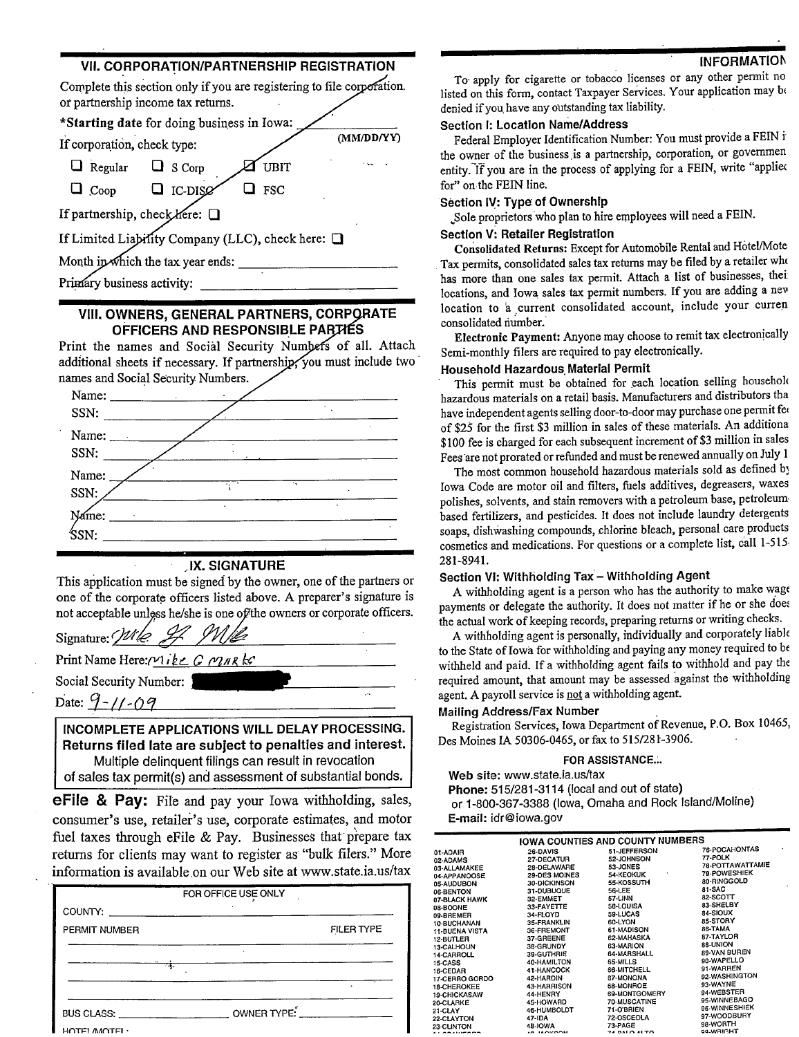## VII. CORPORATION/PARTNERSHIP REGISTRATION

Complete this section only if you are registering to file corporation or partnership income tax returns.

***Starting date** for doing business in Iowa: ________ (MM/DD/YY)

If corporation, check type:

- ☐ Regular ☐ S Corp ☒ UBIT
- ☐ Coop ☐ IC-DISC ☐ FSC

If partnership, check here: ☐

If Limited Liability Company (LLC), check here: ☐

Month in which the tax year ends: ____________________

Primary business activity: ____________________

## VIII. OWNERS, GENERAL PARTNERS, CORPORATE OFFICERS AND RESPONSIBLE PARTIES

Print the names and Social Security Numbers of all. Attach additional sheets if necessary. If partnership, you must include two names and Social Security Numbers.

Name: ____________________
SSN: ____________________

Name: ____________________
SSN: ____________________

Name: ____________________
SSN: ____________________

Name: ____________________
SSN: ____________________

## IX. SIGNATURE

This application must be signed by the owner, one of the partners or one of the corporate officers listed above. A preparer's signature is not acceptable unless he/she is one of the owners or corporate officers.

Signature: Mike G Marks

Print Name Here: Mike G Marks

Social Security Number: [redacted]

Date: 9-11-09

**INCOMPLETE APPLICATIONS WILL DELAY PROCESSING.**
**Returns filed late are subject to penalties and interest.**
Multiple delinquent filings can result in revocation of sales tax permit(s) and assessment of substantial bonds.

**eFile & Pay:** File and pay your Iowa withholding, sales, consumer's use, retailer's use, corporate estimates, and motor fuel taxes through eFile & Pay. Businesses that prepare tax returns for clients may want to register as "bulk filers." More information is available on our Web site at www.state.ia.us/tax

FOR OFFICE USE ONLY

COUNTY: ____________________

PERMIT NUMBER FILER TYPE

BUS CLASS: ______________ OWNER TYPE: ______________

HOTEL/MOTEL: 

## INFORMATION

To apply for cigarette or tobacco licenses or any other permit not listed on this form, contact Taxpayer Services. Your application may be denied if you have any outstanding tax liability.

### Section I: Location Name/Address

Federal Employer Identification Number: You must provide a FEIN if the owner of the business is a partnership, corporation, or government entity. If you are in the process of applying for a FEIN, write "applied for" on the FEIN line.

### Section IV: Type of Ownership

Sole proprietors who plan to hire employees will need a FEIN.

### Section V: Retailer Registration

**Consolidated Returns:** Except for Automobile Rental and Hotel/Motel Tax permits, consolidated sales tax returns may be filed by a retailer who has more than one sales tax permit. Attach a list of businesses, their locations, and Iowa sales tax permit numbers. If you are adding a new location to a current consolidated account, include your current consolidated number.

**Electronic Payment:** Anyone may choose to remit tax electronically. Semi-monthly filers are required to pay electronically.

### Household Hazardous Material Permit

This permit must be obtained for each location selling household hazardous materials on a retail basis. Manufacturers and distributors that have independent agents selling door-to-door may purchase one permit fee of $25 for the first $3 million in sales of these materials. An additional $100 fee is charged for each subsequent increment of $3 million in sales. Fees are not prorated or refunded and must be renewed annually on July 1.

The most common household hazardous materials sold as defined by Iowa Code are motor oil and filters, fuels additives, degreasers, waxes, polishes, solvents, and stain removers with a petroleum base, petroleum-based fertilizers, and pesticides. It does not include laundry detergents, soaps, dishwashing compounds, chlorine bleach, personal care products, cosmetics and medications. For questions or a complete list, call 1-515-281-8941.

### Section VI: Withholding Tax – Withholding Agent

A withholding agent is a person who has the authority to make wage payments or delegate the authority. It does not matter if he or she does the actual work of keeping records, preparing returns or writing checks.

A withholding agent is personally, individually and corporately liable to the State of Iowa for withholding and paying any money required to be withheld and paid. If a withholding agent fails to withhold and pay the required amount, that amount may be assessed against the withholding agent. A payroll service is not a withholding agent.

### Mailing Address/Fax Number

Registration Services, Iowa Department of Revenue, P.O. Box 10465, Des Moines IA 50306-0465, or fax to 515/281-3906.

**FOR ASSISTANCE...**

**Web site:** www.state.ia.us/tax
**Phone:** 515/281-3114 (local and out of state)
or 1-800-367-3388 (Iowa, Omaha and Rock Island/Moline)
**E-mail:** idr@iowa.gov

### IOWA COUNTIES AND COUNTY NUMBERS

| | | | |
|---|---|---|---|
| 01-ADAIR | 26-DAVIS | 51-JEFFERSON | 76-POCAHONTAS |
| 02-ADAMS | 27-DECATUR | 52-JOHNSON | 77-POLK |
| 03-ALLAMAKEE | 28-DELAWARE | 53-JONES | 78-POTTAWATTAMIE |
| 04-APPANOOSE | 29-DES MOINES | 54-KEOKUK | 79-POWESHIEK |
| 05-AUDUBON | 30-DICKINSON | 55-KOSSUTH | 80-RINGGOLD |
| 06-BENTON | 31-DUBUQUE | 56-LEE | 81-SAC |
| 07-BLACK HAWK | 32-EMMET | 57-LINN | 82-SCOTT |
| 08-BOONE | 33-FAYETTE | 58-LOUISA | 83-SHELBY |
| 09-BREMER | 34-FLOYD | 59-LUCAS | 84-SIOUX |
| 10-BUCHANAN | 35-FRANKLIN | 60-LYON | 85-STORY |
| 11-BUENA VISTA | 36-FREMONT | 61-MADISON | 86-TAMA |
| 12-BUTLER | 37-GREENE | 62-MAHASKA | 87-TAYLOR |
| 13-CALHOUN | 38-GRUNDY | 63-MARION | 88-UNION |
| 14-CARROLL | 39-GUTHRIE | 64-MARSHALL | 89-VAN BUREN |
| 15-CASS | 40-HAMILTON | 65-MILLS | 90-WAPELLO |
| 16-CEDAR | 41-HANCOCK | 66-MITCHELL | 91-WARREN |
| 17-CERRO GORDO | 42-HARDIN | 67-MONONA | 92-WASHINGTON |
| 18-CHEROKEE | 43-HARRISON | 68-MONROE | 93-WAYNE |
| 19-CHICKASAW | 44-HENRY | 69-MONTGOMERY | 94-WEBSTER |
| 20-CLARKE | 45-HOWARD | 70-MUSCATINE | 95-WINNEBAGO |
| 21-CLAY | 46-HUMBOLDT | 71-O'BRIEN | 96-WINNESHIEK |
| 22-CLAYTON | 47-IDA | 72-OSCEOLA | 97-WOODBURY |
| 23-CLINTON | 48-IOWA | 73-PAGE | 98-WORTH |
| | | 74-PALO ALTO | 99-WRIGHT |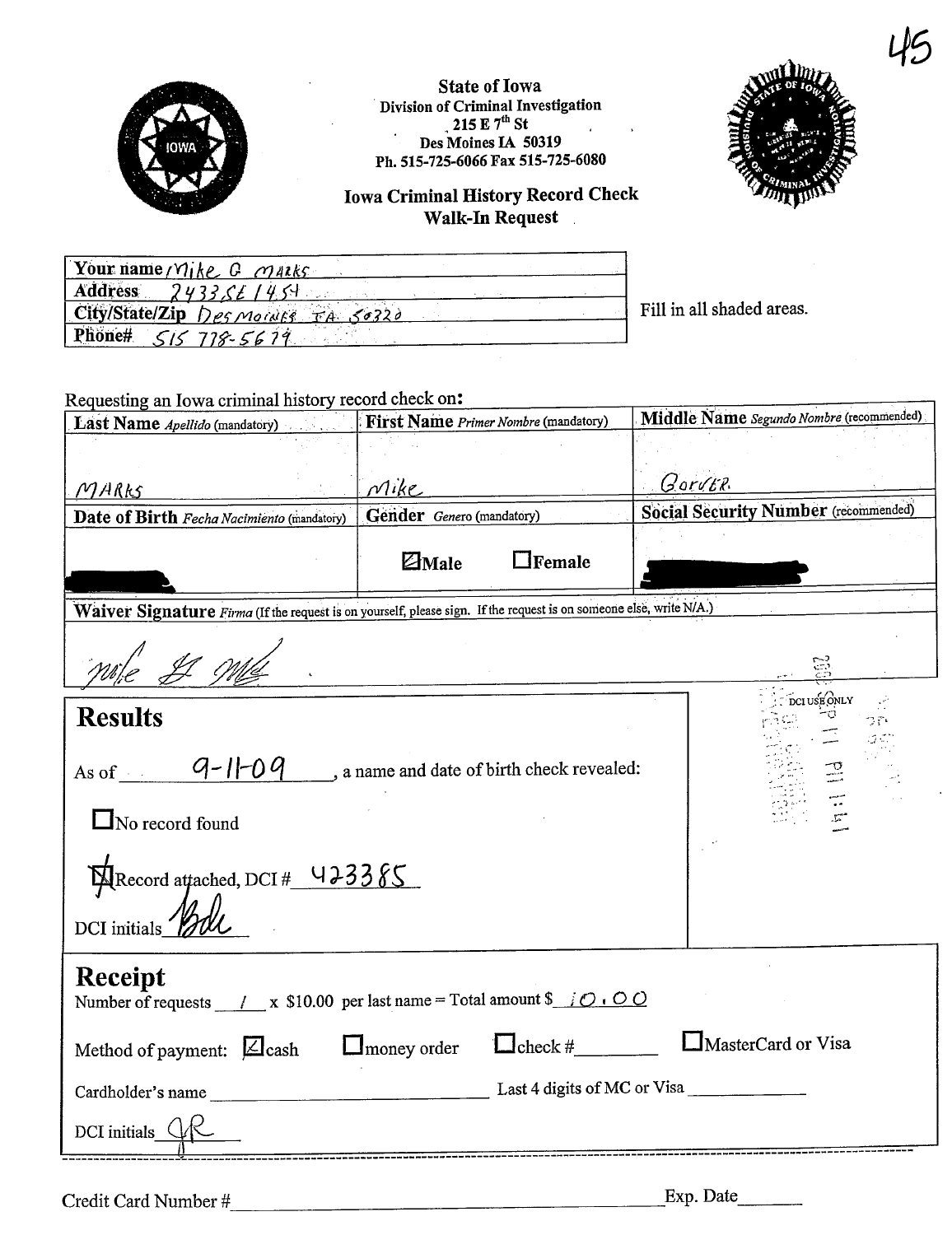45

State of Iowa
Division of Criminal Investigation
215 E 7th St
Des Moines IA 50319
Ph. 515-725-6066 Fax 515-725-6080

## Iowa Criminal History Record Check
## Walk-In Request

| | |
|---|---|
| Your name | Mike G Marks |
| Address | 2433 SE 14th |
| City/State/Zip | Des Moines IA 50320 |
| Phone# | 515 778-5679 |

Fill in all shaded areas.

Requesting an Iowa criminal history record check on:

| Last Name *Apellido* (mandatory) | First Name *Primer Nombre* (mandatory) | Middle Name *Segundo Nombre* (recommended) |
|---|---|---|
| MARKS | Mike | Gorver |
| **Date of Birth** *Fecha Nacimiento* (mandatory) | **Gender** *Genero* (mandatory) | **Social Security Number** (recommended) |
| [redacted] | ☒ Male ☐ Female | [redacted] |

**Waiver Signature** *Firma* (If the request is on yourself, please sign. If the request is on someone else, write N/A.)

[signature]

DCI USE ONLY

## Results

As of 9-11-09, a name and date of birth check revealed:

☐ No record found

☒ Record attached, DCI # 423385

DCI initials [initials]

## Receipt

Number of requests 1 x $10.00 per last name = Total amount $ 10.00

Method of payment: ☒ cash ☐ money order ☐ check #\_\_\_\_\_\_\_\_ ☐ MasterCard or Visa

Cardholder's name \_\_\_\_\_\_\_\_\_\_\_\_\_\_\_\_\_\_\_\_ Last 4 digits of MC or Visa \_\_\_\_\_\_\_\_\_\_

DCI initials [initials]

Credit Card Number # \_\_\_\_\_\_\_\_\_\_\_\_\_\_\_\_\_\_\_\_\_\_\_\_\_\_\_\_\_\_\_\_\_\_ Exp. Date \_\_\_\_\_\_\_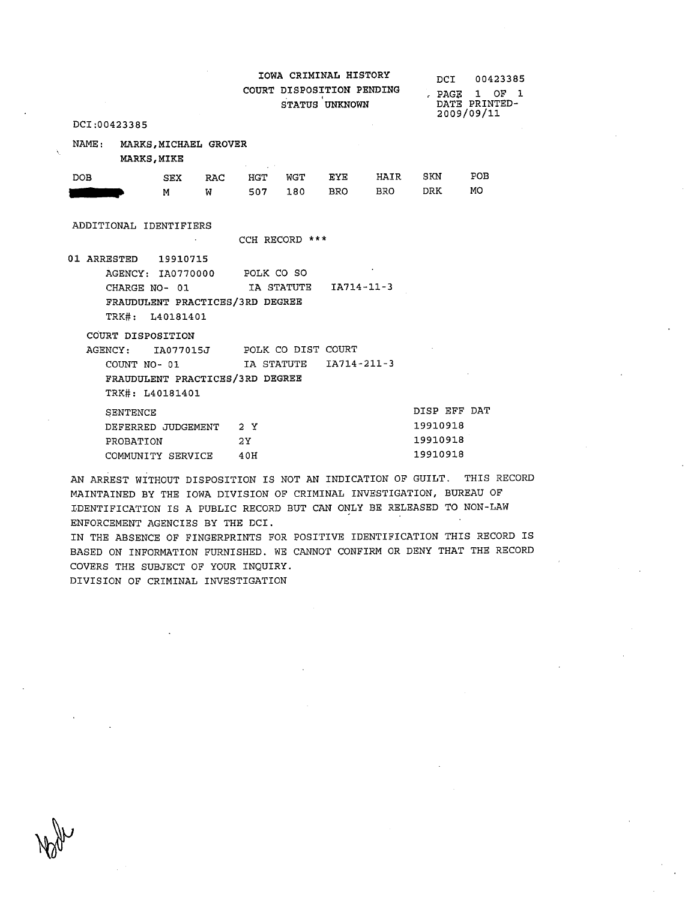IOWA CRIMINAL HISTORY
COURT DISPOSITION PENDING
STATUS UNKNOWN

DCI 00423385
PAGE 1 OF 1
DATE PRINTED-
2009/09/11

DCI:00423385

NAME: MARKS,MICHAEL GROVER
MARKS,MIKE

| DOB | SEX | RAC | HGT | WGT | EYE | HAIR | SKN | POB |
|---|---|---|---|---|---|---|---|---|
| [redacted] | M | W | 507 | 180 | BRO | BRO | DRK | MO |

ADDITIONAL IDENTIFIERS

CCH RECORD ***

01 ARRESTED 19910715
AGENCY: IA0770000 POLK CO SO
CHARGE NO- 01 IA STATUTE IA714-11-3
FRAUDULENT PRACTICES/3RD DEGREE
TRK#: L40181401

COURT DISPOSITION
AGENCY: IA077015J POLK CO DIST COURT
COUNT NO- 01 IA STATUTE IA714-211-3
FRAUDULENT PRACTICES/3RD DEGREE
TRK#: L40181401

| SENTENCE | | DISP EFF DAT |
|---|---|---|
| DEFERRED JUDGEMENT | 2 Y | 19910918 |
| PROBATION | 2Y | 19910918 |
| COMMUNITY SERVICE | 40H | 19910918 |

AN ARREST WITHOUT DISPOSITION IS NOT AN INDICATION OF GUILT. THIS RECORD MAINTAINED BY THE IOWA DIVISION OF CRIMINAL INVESTIGATION, BUREAU OF IDENTIFICATION IS A PUBLIC RECORD BUT CAN ONLY BE RELEASED TO NON-LAW ENFORCEMENT AGENCIES BY THE DCI.
IN THE ABSENCE OF FINGERPRINTS FOR POSITIVE IDENTIFICATION THIS RECORD IS BASED ON INFORMATION FURNISHED. WE CANNOT CONFIRM OR DENY THAT THE RECORD COVERS THE SUBJECT OF YOUR INQUIRY.
DIVISION OF CRIMINAL INVESTIGATION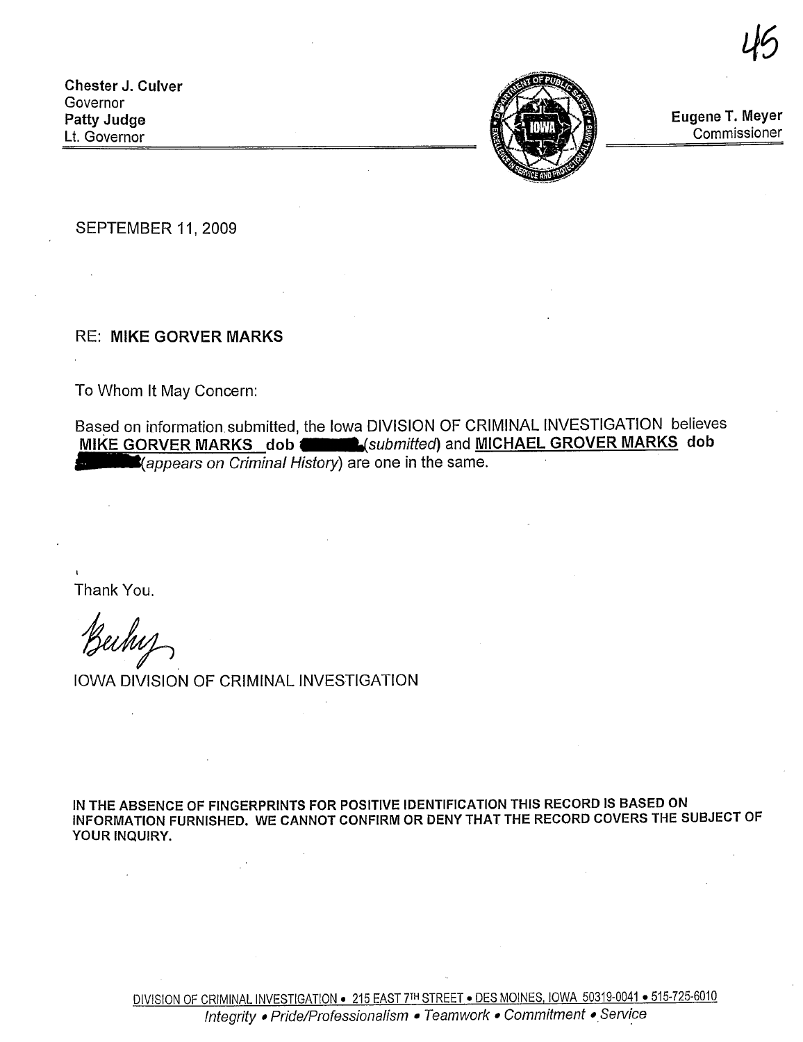45

**Chester J. Culver**
Governor
**Patty Judge**
Lt. Governor

**Eugene T. Meyer**
Commissioner

SEPTEMBER 11, 2009

RE: **MIKE GORVER MARKS**

To Whom It May Concern:

Based on information submitted, the Iowa DIVISION OF CRIMINAL INVESTIGATION believes **MIKE GORVER MARKS dob** ███ (*submitted*) and **MICHAEL GROVER MARKS dob** ███ (*appears on Criminal History*) are one in the same.

Thank You.

Becky

IOWA DIVISION OF CRIMINAL INVESTIGATION

**IN THE ABSENCE OF FINGERPRINTS FOR POSITIVE IDENTIFICATION THIS RECORD IS BASED ON INFORMATION FURNISHED. WE CANNOT CONFIRM OR DENY THAT THE RECORD COVERS THE SUBJECT OF YOUR INQUIRY.**

DIVISION OF CRIMINAL INVESTIGATION • 215 EAST 7TH STREET • DES MOINES, IOWA 50319-0041 • 515-725-6010
*Integrity • Pride/Professionalism • Teamwork • Commitment • Service*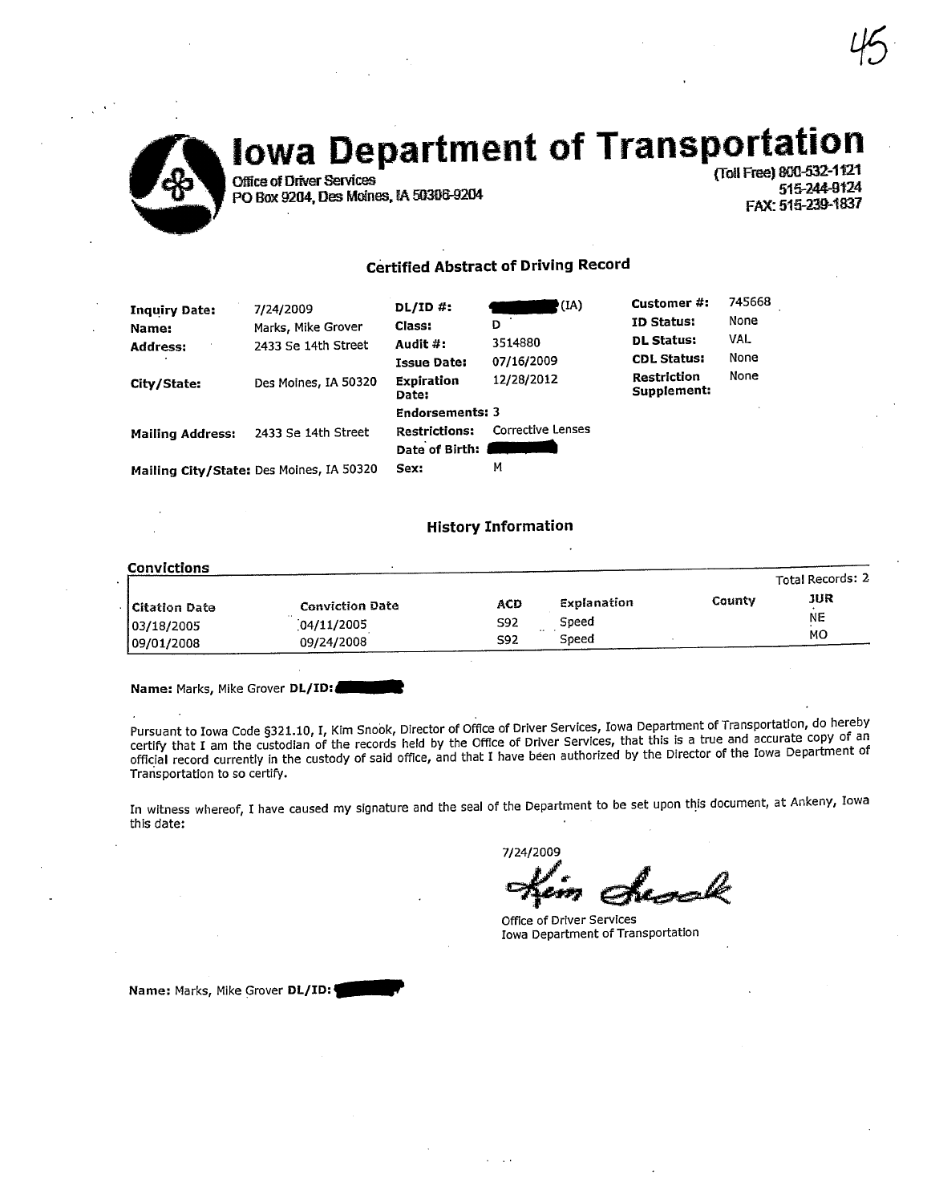# Iowa Department of Transportation

Office of Driver Services
PO Box 9204, Des Moines, IA 50306-9204

(Toll Free) 800-532-1121
515-244-9124
FAX: 515-239-1837

## Certified Abstract of Driving Record

| | | | | | |
|---|---|---|---|---|---|
| **Inquiry Date:** | 7/24/2009 | **DL/ID #:** | (IA) | **Customer #:** | 745668 |
| **Name:** | Marks, Mike Grover | **Class:** | D | **ID Status:** | None |
| **Address:** | 2433 Se 14th Street | **Audit #:** | 3514880 | **DL Status:** | VAL |
| | | **Issue Date:** | 07/16/2009 | **CDL Status:** | None |
| **City/State:** | Des Moines, IA 50320 | **Expiration Date:** | 12/28/2012 | **Restriction Supplement:** | None |
| | | **Endorsements:** | 3 | | |
| **Mailing Address:** | 2433 Se 14th Street | **Restrictions:** | Corrective Lenses | | |
| | | **Date of Birth:** | | | |
| **Mailing City/State:** | Des Moines, IA 50320 | **Sex:** | M | | |

## History Information

### Convictions

Total Records: 2

| Citation Date | Conviction Date | ACD | Explanation | County | JUR |
|---|---|---|---|---|---|
| 03/18/2005 | 04/11/2005 | S92 | Speed | | NE |
| 09/01/2008 | 09/24/2008 | S92 | Speed | | MO |

**Name:** Marks, Mike Grover **DL/ID:**

Pursuant to Iowa Code §321.10, I, Kim Snook, Director of Office of Driver Services, Iowa Department of Transportation, do hereby certify that I am the custodian of the records held by the Office of Driver Services, that this is a true and accurate copy of an official record currently in the custody of said office, and that I have been authorized by the Director of the Iowa Department of Transportation to so certify.

In witness whereof, I have caused my signature and the seal of the Department to be set upon this document, at Ankeny, Iowa this date:

7/24/2009

Kim Snook

Office of Driver Services
Iowa Department of Transportation

**Name:** Marks, Mike Grover **DL/ID:**